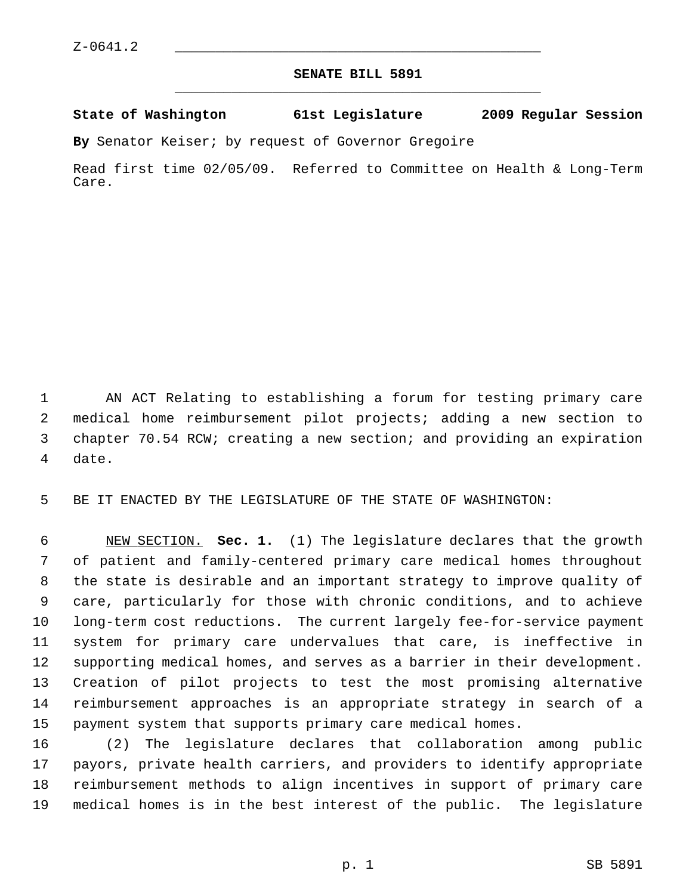Z-0641.2

## SENATE BILL 5891

**State of Washington 61st Legislature 2009 Regular Session**

**By** Senator Keiser; by request of Governor Gregoire

Read first time 02/05/09. Referred to Committee on Health & Long-Term Care.

AN ACT Relating to establishing a forum for testing primary care medical home reimbursement pilot projects; adding a new section to chapter 70.54 RCW; creating a new section; and providing an expiration date.

BE IT ENACTED BY THE LEGISLATURE OF THE STATE OF WASHINGTON:

NEW SECTION. **Sec. 1.** (1) The legislature declares that the growth of patient and family-centered primary care medical homes throughout the state is desirable and an important strategy to improve quality of care, particularly for those with chronic conditions, and to achieve long-term cost reductions. The current largely fee-for-service payment system for primary care undervalues that care, is ineffective in supporting medical homes, and serves as a barrier in their development. Creation of pilot projects to test the most promising alternative reimbursement approaches is an appropriate strategy in search of a payment system that supports primary care medical homes.

(2) The legislature declares that collaboration among public payors, private health carriers, and providers to identify appropriate reimbursement methods to align incentives in support of primary care medical homes is in the best interest of the public. The legislature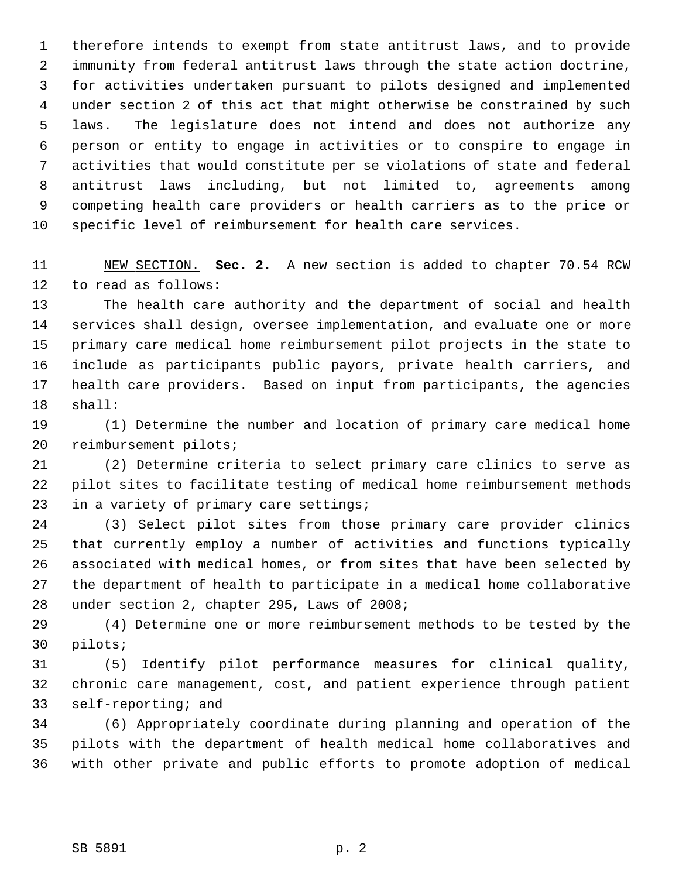therefore intends to exempt from state antitrust laws, and to provide immunity from federal antitrust laws through the state action doctrine, for activities undertaken pursuant to pilots designed and implemented under section 2 of this act that might otherwise be constrained by such laws. The legislature does not intend and does not authorize any person or entity to engage in activities or to conspire to engage in activities that would constitute per se violations of state and federal antitrust laws including, but not limited to, agreements among competing health care providers or health carriers as to the price or specific level of reimbursement for health care services.

NEW SECTION. **Sec. 2.** A new section is added to chapter 70.54 RCW to read as follows:

The health care authority and the department of social and health services shall design, oversee implementation, and evaluate one or more primary care medical home reimbursement pilot projects in the state to include as participants public payors, private health carriers, and health care providers. Based on input from participants, the agencies shall:

(1) Determine the number and location of primary care medical home reimbursement pilots;

(2) Determine criteria to select primary care clinics to serve as pilot sites to facilitate testing of medical home reimbursement methods in a variety of primary care settings;

(3) Select pilot sites from those primary care provider clinics that currently employ a number of activities and functions typically associated with medical homes, or from sites that have been selected by the department of health to participate in a medical home collaborative under section 2, chapter 295, Laws of 2008;

(4) Determine one or more reimbursement methods to be tested by the pilots;

(5) Identify pilot performance measures for clinical quality, chronic care management, cost, and patient experience through patient self-reporting; and

(6) Appropriately coordinate during planning and operation of the pilots with the department of health medical home collaboratives and with other private and public efforts to promote adoption of medical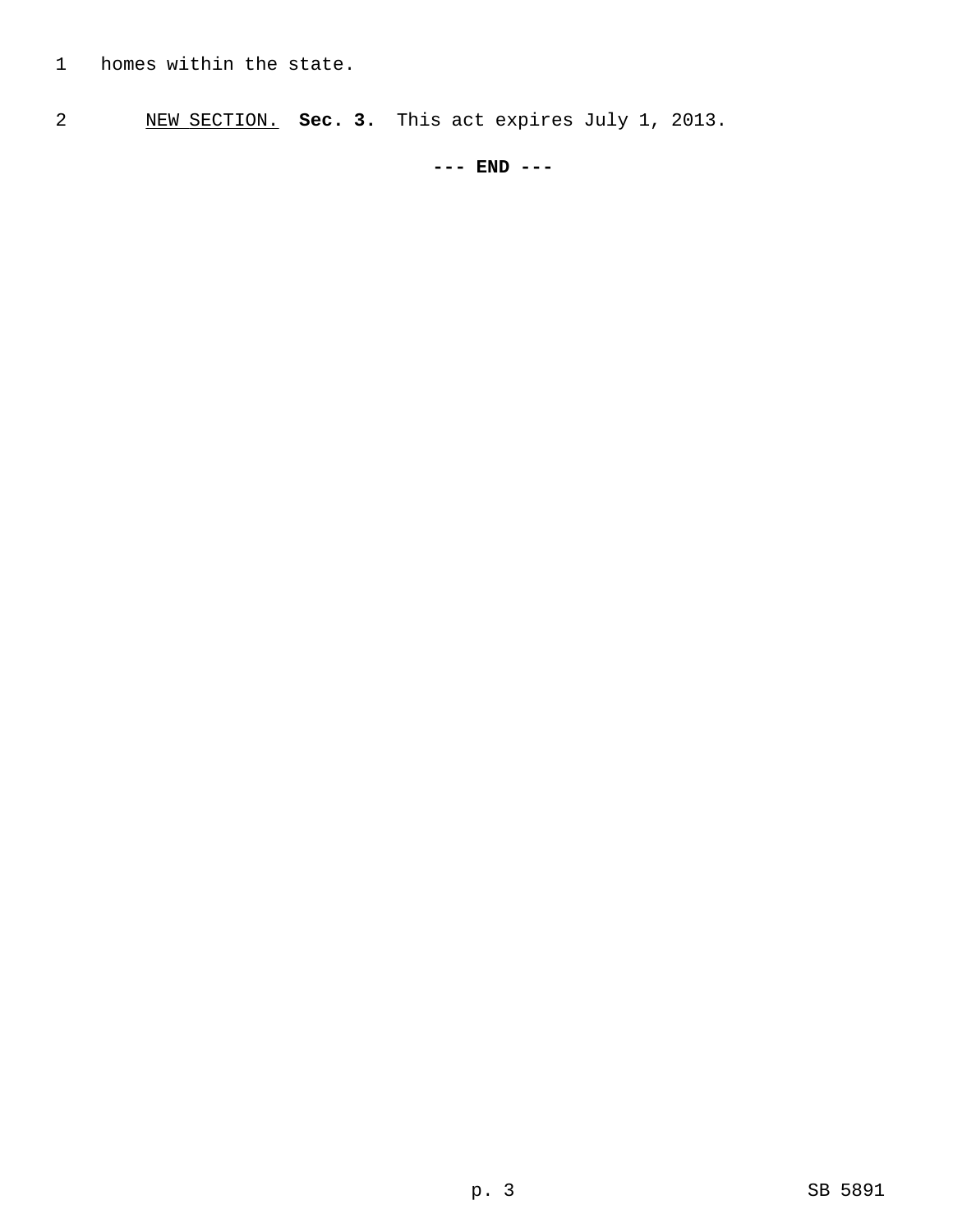homes within the state.

NEW SECTION. **Sec. 3.** This act expires July 1, 2013.

**--- END ---**